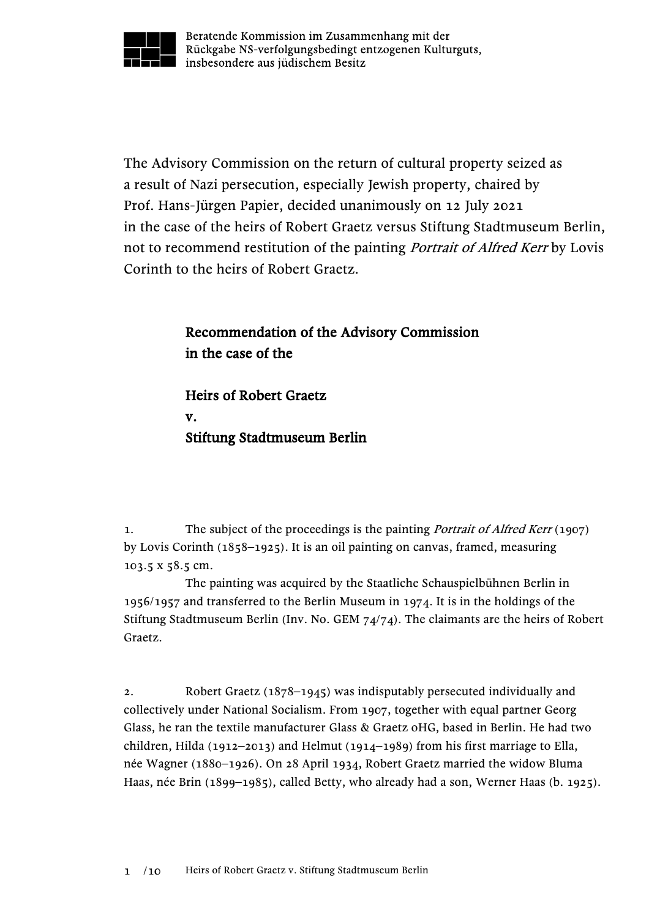Beratende Kommission im Zusammenhang mit der Rückgabe NS-verfolgungsbedingt entzogenen Kulturguts, insbesondere aus jüdischem Besitz

The Advisory Commission on the return of cultural property seized as a result of Nazi persecution, especially Jewish property, chaired by Prof. Hans-Jürgen Papier, decided unanimously on 12 July 2021 in the case of the heirs of Robert Graetz versus Stiftung Stadtmuseum Berlin, not to recommend restitution of the painting *Portrait of Alfred Kerr* by Lovis Corinth to the heirs of Robert Graetz.

## Recommendation of the Advisory Commission in the case of the

## Heirs of Robert Graetz v. Stiftung Stadtmuseum Berlin

1. The subject of the proceedings is the painting *Portrait of Alfred Kerr* (1907) by Lovis Corinth (1858–1925). It is an oil painting on canvas, framed, measuring 103.5 x 58.5 cm.

The painting was acquired by the Staatliche Schauspielbühnen Berlin in 1956/1957 and transferred to the Berlin Museum in 1974. It is in the holdings of the Stiftung Stadtmuseum Berlin (Inv. No. GEM 74/74). The claimants are the heirs of Robert Graetz.

2. Robert Graetz (1878–1945) was indisputably persecuted individually and collectively under National Socialism. From 1907, together with equal partner Georg Glass, he ran the textile manufacturer Glass & Graetz oHG, based in Berlin. He had two children, Hilda (1912–2013) and Helmut (1914–1989) from his first marriage to Ella, née Wagner (1880–1926). On 28 April 1934, Robert Graetz married the widow Bluma Haas, née Brin (1899–1985), called Betty, who already had a son, Werner Haas (b. 1925).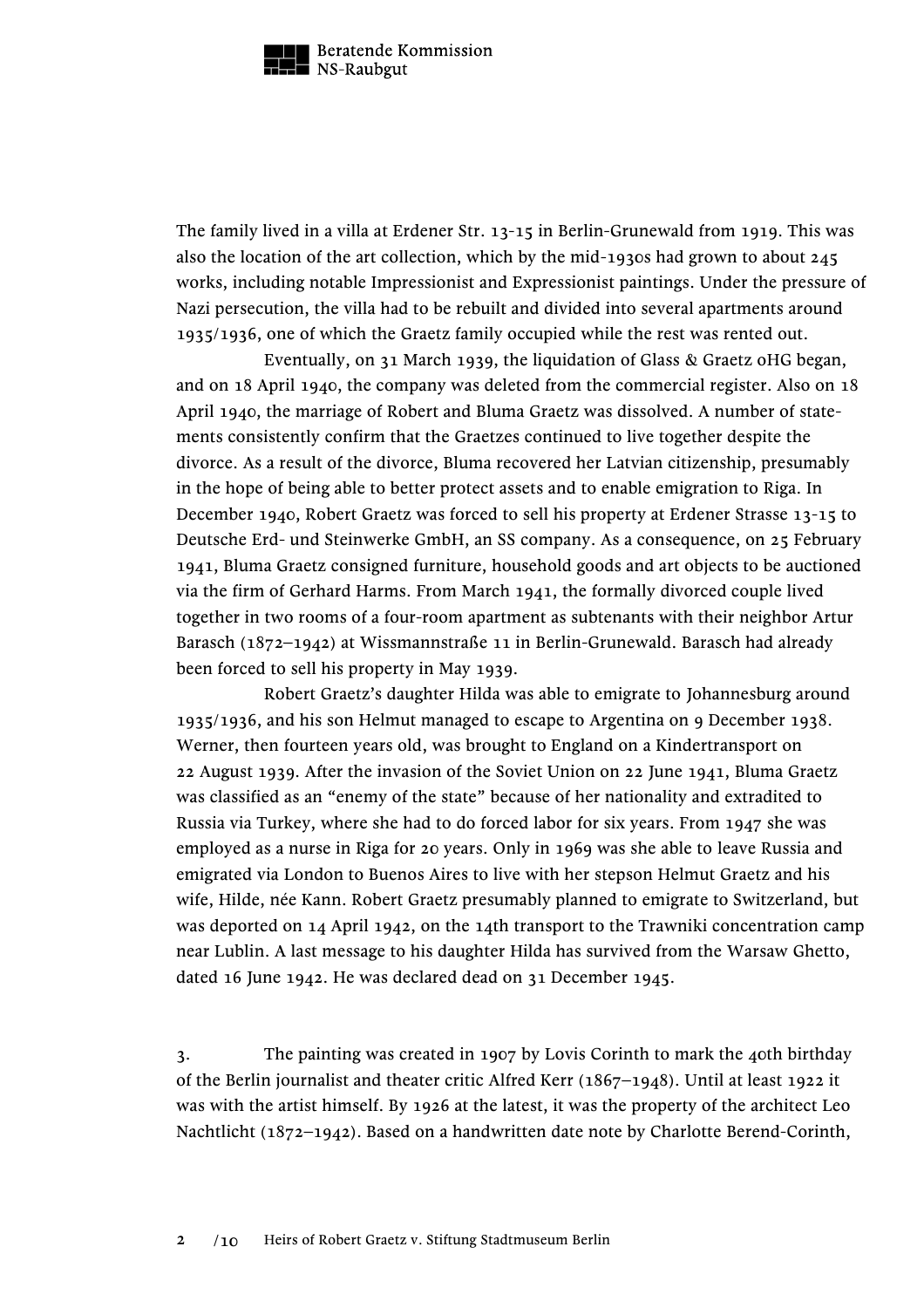The family lived in a villa at Erdener Str. 13-15 in Berlin-Grunewald from 1919. This was also the location of the art collection, which by the mid-1930s had grown to about 245 works, including notable Impressionist and Expressionist paintings. Under the pressure of Nazi persecution, the villa had to be rebuilt and divided into several apartments around 1935/1936, one of which the Graetz family occupied while the rest was rented out.

Eventually, on 31 March 1939, the liquidation of Glass & Graetz oHG began, and on 18 April 1940, the company was deleted from the commercial register. Also on 18 April 1940, the marriage of Robert and Bluma Graetz was dissolved. A number of statements consistently confirm that the Graetzes continued to live together despite the divorce. As a result of the divorce, Bluma recovered her Latvian citizenship, presumably in the hope of being able to better protect assets and to enable emigration to Riga. In December 1940, Robert Graetz was forced to sell his property at Erdener Strasse 13-15 to Deutsche Erd- und Steinwerke GmbH, an SS company. As a consequence, on 25 February 1941, Bluma Graetz consigned furniture, household goods and art objects to be auctioned via the firm of Gerhard Harms. From March 1941, the formally divorced couple lived together in two rooms of a four-room apartment as subtenants with their neighbor Artur Barasch (1872–1942) at Wissmannstraße 11 in Berlin-Grunewald. Barasch had already been forced to sell his property in May 1939.

Robert Graetz's daughter Hilda was able to emigrate to Johannesburg around 1935/1936, and his son Helmut managed to escape to Argentina on 9 December 1938. Werner, then fourteen years old, was brought to England on a Kindertransport on 22 August 1939. After the invasion of the Soviet Union on 22 June 1941, Bluma Graetz was classified as an "enemy of the state" because of her nationality and extradited to Russia via Turkey, where she had to do forced labor for six years. From 1947 she was employed as a nurse in Riga for 20 years. Only in 1969 was she able to leave Russia and emigrated via London to Buenos Aires to live with her stepson Helmut Graetz and his wife, Hilde, née Kann. Robert Graetz presumably planned to emigrate to Switzerland, but was deported on 14 April 1942, on the 14th transport to the Trawniki concentration camp near Lublin. A last message to his daughter Hilda has survived from the Warsaw Ghetto, dated 16 June 1942. He was declared dead on 31 December 1945.

3. The painting was created in 1907 by Lovis Corinth to mark the 40th birthday of the Berlin journalist and theater critic Alfred Kerr (1867–1948). Until at least 1922 it was with the artist himself. By 1926 at the latest, it was the property of the architect Leo Nachtlicht (1872–1942). Based on a handwritten date note by Charlotte Berend-Corinth,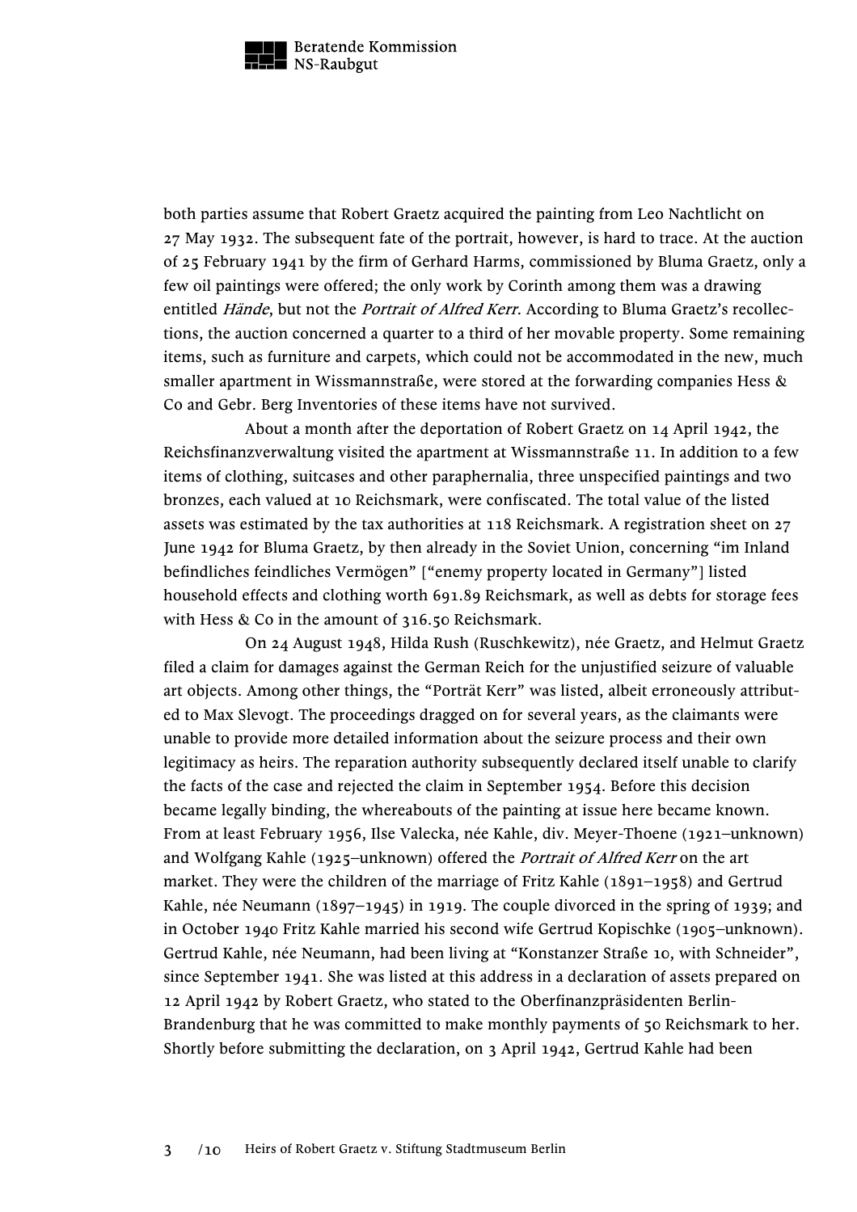both parties assume that Robert Graetz acquired the painting from Leo Nachtlicht on 27 May 1932. The subsequent fate of the portrait, however, is hard to trace. At the auction of 25 February 1941 by the firm of Gerhard Harms, commissioned by Bluma Graetz, only a few oil paintings were offered; the only work by Corinth among them was a drawing entitled *Hände*, but not the *Portrait of Alfred Kerr*. According to Bluma Graetz's recollections, the auction concerned a quarter to a third of her movable property. Some remaining items, such as furniture and carpets, which could not be accommodated in the new, much smaller apartment in Wissmannstraße, were stored at the forwarding companies Hess & Co and Gebr. Berg Inventories of these items have not survived.

About a month after the deportation of Robert Graetz on 14 April 1942, the Reichsfinanzverwaltung visited the apartment at Wissmannstraße 11. In addition to a few items of clothing, suitcases and other paraphernalia, three unspecified paintings and two bronzes, each valued at 10 Reichsmark, were confiscated. The total value of the listed assets was estimated by the tax authorities at 118 Reichsmark. A registration sheet on 27 June 1942 for Bluma Graetz, by then already in the Soviet Union, concerning "im Inland befindliches feindliches Vermögen" ["enemy property located in Germany"] listed household effects and clothing worth 691.89 Reichsmark, as well as debts for storage fees with Hess & Co in the amount of 316.50 Reichsmark.

On 24 August 1948, Hilda Rush (Ruschkewitz), née Graetz, and Helmut Graetz filed a claim for damages against the German Reich for the unjustified seizure of valuable art objects. Among other things, the "Porträt Kerr" was listed, albeit erroneously attributed to Max Slevogt. The proceedings dragged on for several years, as the claimants were unable to provide more detailed information about the seizure process and their own legitimacy as heirs. The reparation authority subsequently declared itself unable to clarify the facts of the case and rejected the claim in September 1954. Before this decision became legally binding, the whereabouts of the painting at issue here became known. From at least February 1956, Ilse Valecka, née Kahle, div. Meyer-Thoene (1921–unknown) and Wolfgang Kahle (1925–unknown) offered the *Portrait of Alfred Kerr* on the art market. They were the children of the marriage of Fritz Kahle (1891–1958) and Gertrud Kahle, née Neumann (1897–1945) in 1919. The couple divorced in the spring of 1939; and in October 1940 Fritz Kahle married his second wife Gertrud Kopischke (1905–unknown). Gertrud Kahle, née Neumann, had been living at "Konstanzer Straße 10, with Schneider", since September 1941. She was listed at this address in a declaration of assets prepared on 12 April 1942 by Robert Graetz, who stated to the Oberfinanzpräsidenten Berlin-Brandenburg that he was committed to make monthly payments of 50 Reichsmark to her. Shortly before submitting the declaration, on 3 April 1942, Gertrud Kahle had been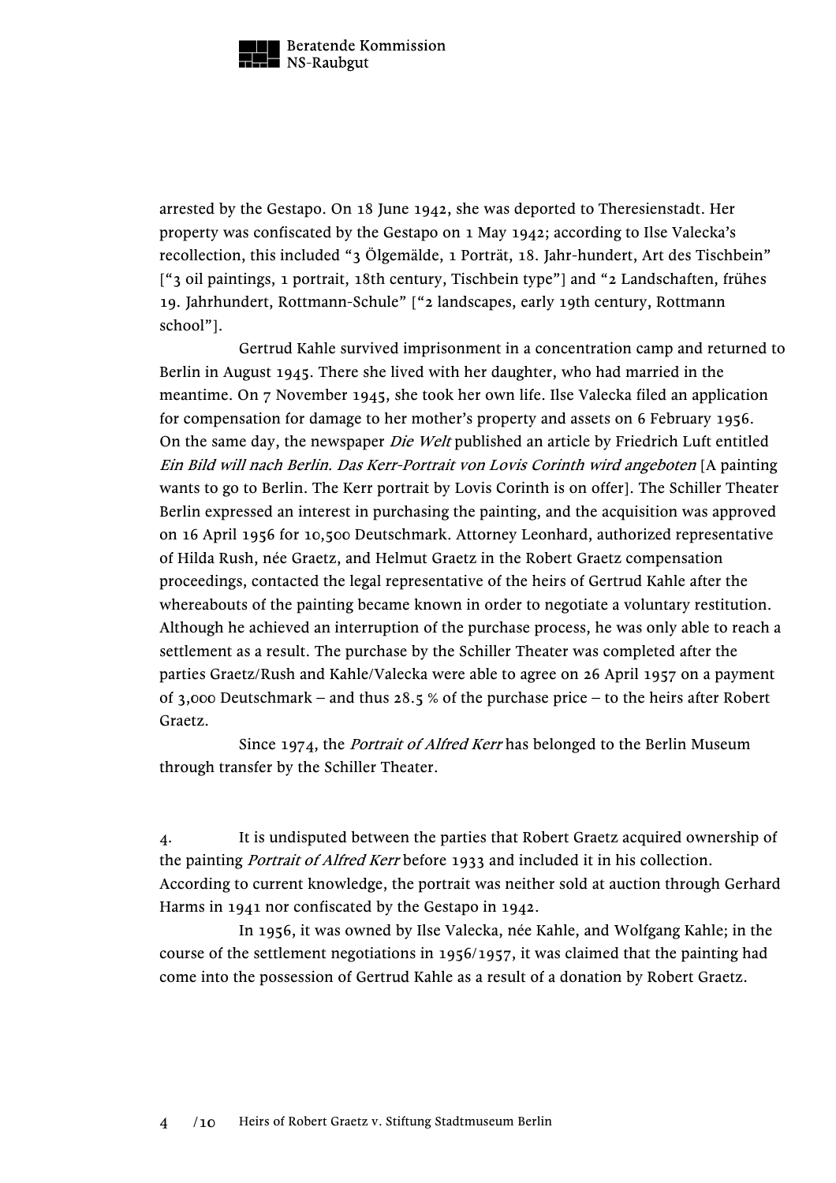arrested by the Gestapo. On 18 June 1942, she was deported to Theresienstadt. Her property was confiscated by the Gestapo on 1 May 1942; according to Ilse Valecka's recollection, this included "3 Ölgemälde, 1 Porträt, 18. Jahr-hundert, Art des Tischbein" ["3 oil paintings, 1 portrait, 18th century, Tischbein type"] and "2 Landschaften, frühes 19. Jahrhundert, Rottmann-Schule" ["2 landscapes, early 19th century, Rottmann school"].

Gertrud Kahle survived imprisonment in a concentration camp and returned to Berlin in August 1945. There she lived with her daughter, who had married in the meantime. On 7 November 1945, she took her own life. Ilse Valecka filed an application for compensation for damage to her mother's property and assets on 6 February 1956. On the same day, the newspaper *Die Welt* published an article by Friedrich Luft entitled *Ein Bild will nach Berlin. Das Kerr-Portrait von Lovis Corinth wird angeboten* [A painting wants to go to Berlin. The Kerr portrait by Lovis Corinth is on offer]. The Schiller Theater Berlin expressed an interest in purchasing the painting, and the acquisition was approved on 16 April 1956 for 10,500 Deutschmark. Attorney Leonhard, authorized representative of Hilda Rush, née Graetz, and Helmut Graetz in the Robert Graetz compensation proceedings, contacted the legal representative of the heirs of Gertrud Kahle after the whereabouts of the painting became known in order to negotiate a voluntary restitution. Although he achieved an interruption of the purchase process, he was only able to reach a settlement as a result. The purchase by the Schiller Theater was completed after the parties Graetz/Rush and Kahle/Valecka were able to agree on 26 April 1957 on a payment of 3,000 Deutschmark – and thus 28.5 % of the purchase price – to the heirs after Robert Graetz.

Since 1974, the *Portrait of Alfred Kerr* has belonged to the Berlin Museum through transfer by the Schiller Theater.

4. It is undisputed between the parties that Robert Graetz acquired ownership of the painting *Portrait of Alfred Kerr* before 1933 and included it in his collection. According to current knowledge, the portrait was neither sold at auction through Gerhard Harms in 1941 nor confiscated by the Gestapo in 1942.

In 1956, it was owned by Ilse Valecka, née Kahle, and Wolfgang Kahle; in the course of the settlement negotiations in 1956/1957, it was claimed that the painting had come into the possession of Gertrud Kahle as a result of a donation by Robert Graetz.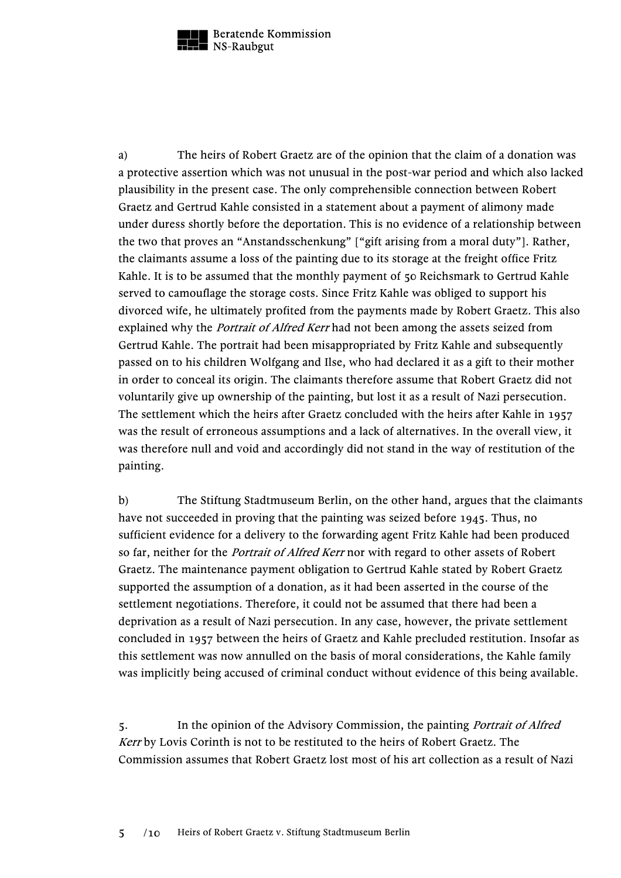a) The heirs of Robert Graetz are of the opinion that the claim of a donation was a protective assertion which was not unusual in the post-war period and which also lacked plausibility in the present case. The only comprehensible connection between Robert Graetz and Gertrud Kahle consisted in a statement about a payment of alimony made under duress shortly before the deportation. This is no evidence of a relationship between the two that proves an "Anstandsschenkung" ["gift arising from a moral duty"]. Rather, the claimants assume a loss of the painting due to its storage at the freight office Fritz Kahle. It is to be assumed that the monthly payment of 50 Reichsmark to Gertrud Kahle served to camouflage the storage costs. Since Fritz Kahle was obliged to support his divorced wife, he ultimately profited from the payments made by Robert Graetz. This also explained why the *Portrait of Alfred Kerr* had not been among the assets seized from Gertrud Kahle. The portrait had been misappropriated by Fritz Kahle and subsequently passed on to his children Wolfgang and Ilse, who had declared it as a gift to their mother in order to conceal its origin. The claimants therefore assume that Robert Graetz did not voluntarily give up ownership of the painting, but lost it as a result of Nazi persecution. The settlement which the heirs after Graetz concluded with the heirs after Kahle in 1957 was the result of erroneous assumptions and a lack of alternatives. In the overall view, it was therefore null and void and accordingly did not stand in the way of restitution of the painting.

b) The Stiftung Stadtmuseum Berlin, on the other hand, argues that the claimants have not succeeded in proving that the painting was seized before 1945. Thus, no sufficient evidence for a delivery to the forwarding agent Fritz Kahle had been produced so far, neither for the *Portrait of Alfred Kerr* nor with regard to other assets of Robert Graetz. The maintenance payment obligation to Gertrud Kahle stated by Robert Graetz supported the assumption of a donation, as it had been asserted in the course of the settlement negotiations. Therefore, it could not be assumed that there had been a deprivation as a result of Nazi persecution. In any case, however, the private settlement concluded in 1957 between the heirs of Graetz and Kahle precluded restitution. Insofar as this settlement was now annulled on the basis of moral considerations, the Kahle family was implicitly being accused of criminal conduct without evidence of this being available.

5. In the opinion of the Advisory Commission, the painting *Portrait of Alfred Kerr* by Lovis Corinth is not to be restituted to the heirs of Robert Graetz. The Commission assumes that Robert Graetz lost most of his art collection as a result of Nazi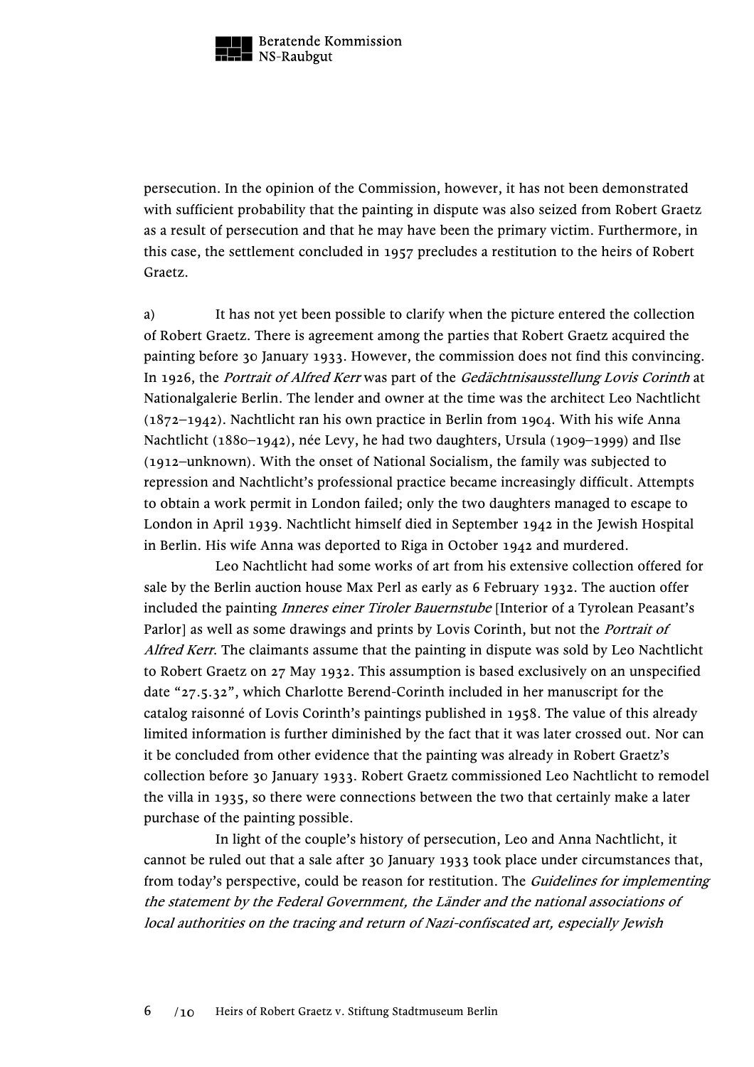persecution. In the opinion of the Commission, however, it has not been demonstrated with sufficient probability that the painting in dispute was also seized from Robert Graetz as a result of persecution and that he may have been the primary victim. Furthermore, in this case, the settlement concluded in 1957 precludes a restitution to the heirs of Robert Graetz.

a) It has not yet been possible to clarify when the picture entered the collection of Robert Graetz. There is agreement among the parties that Robert Graetz acquired the painting before 30 January 1933. However, the commission does not find this convincing. In 1926, the *Portrait of Alfred Kerr* was part of the *Gedächtnisausstellung Lovis Corinth* at Nationalgalerie Berlin. The lender and owner at the time was the architect Leo Nachtlicht (1872–1942). Nachtlicht ran his own practice in Berlin from 1904. With his wife Anna Nachtlicht (1880–1942), née Levy, he had two daughters, Ursula (1909–1999) and Ilse (1912–unknown). With the onset of National Socialism, the family was subjected to repression and Nachtlicht's professional practice became increasingly difficult. Attempts to obtain a work permit in London failed; only the two daughters managed to escape to London in April 1939. Nachtlicht himself died in September 1942 in the Jewish Hospital in Berlin. His wife Anna was deported to Riga in October 1942 and murdered.

Leo Nachtlicht had some works of art from his extensive collection offered for sale by the Berlin auction house Max Perl as early as 6 February 1932. The auction offer included the painting *Inneres einer Tiroler Bauernstube* [Interior of a Tyrolean Peasant's Parlor] as well as some drawings and prints by Lovis Corinth, but not the *Portrait of Alfred Kerr*. The claimants assume that the painting in dispute was sold by Leo Nachtlicht to Robert Graetz on 27 May 1932. This assumption is based exclusively on an unspecified date "27.5.32", which Charlotte Berend-Corinth included in her manuscript for the catalog raisonné of Lovis Corinth's paintings published in 1958. The value of this already limited information is further diminished by the fact that it was later crossed out. Nor can it be concluded from other evidence that the painting was already in Robert Graetz's collection before 30 January 1933. Robert Graetz commissioned Leo Nachtlicht to remodel the villa in 1935, so there were connections between the two that certainly make a later purchase of the painting possible.

In light of the couple's history of persecution, Leo and Anna Nachtlicht, it cannot be ruled out that a sale after 30 January 1933 took place under circumstances that, from today's perspective, could be reason for restitution. The *Guidelines for implementing the statement by the Federal Government, the Länder and the national associations of local authorities on the tracing and return of Nazi-confiscated art, especially Jewish*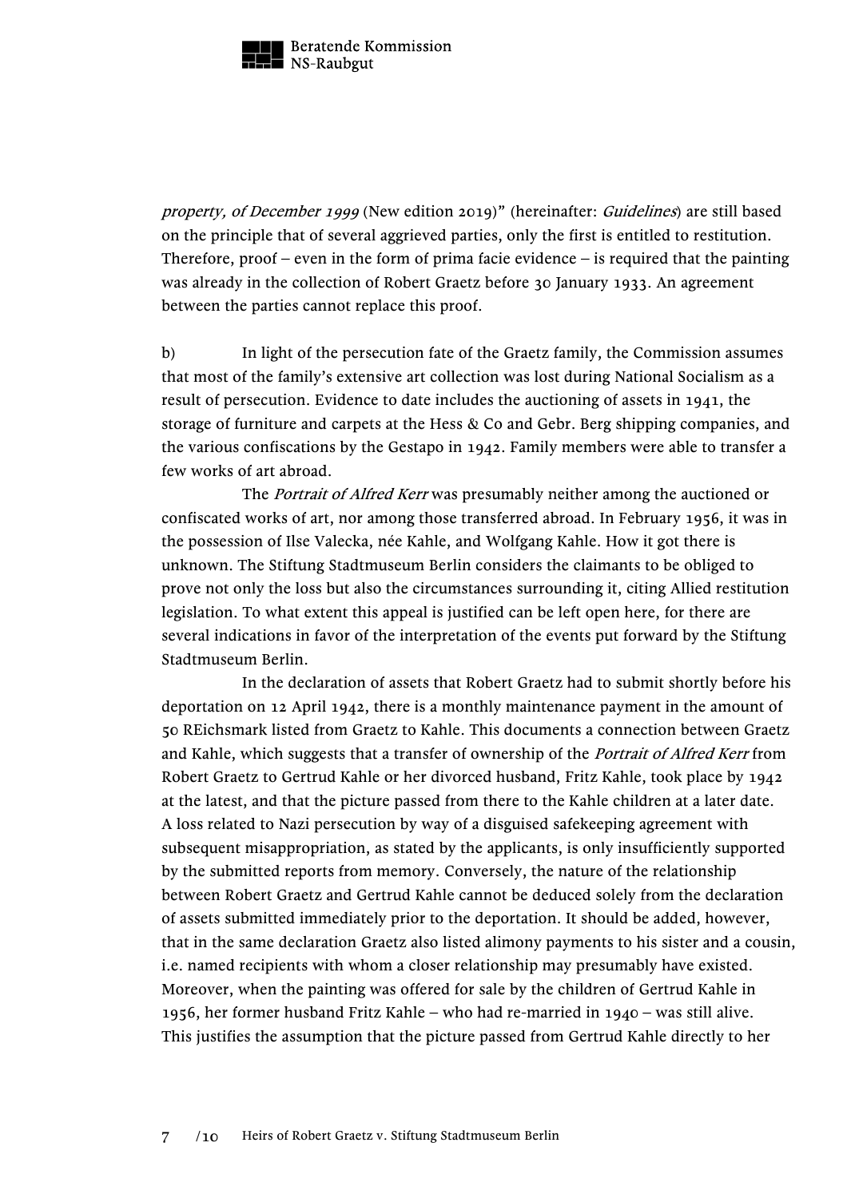*property, of December 1999* (New edition 2019)" (hereinafter: *Guidelines*) are still based on the principle that of several aggrieved parties, only the first is entitled to restitution. Therefore, proof – even in the form of prima facie evidence – is required that the painting was already in the collection of Robert Graetz before 30 January 1933. An agreement between the parties cannot replace this proof.

b) In light of the persecution fate of the Graetz family, the Commission assumes that most of the family's extensive art collection was lost during National Socialism as a result of persecution. Evidence to date includes the auctioning of assets in 1941, the storage of furniture and carpets at the Hess & Co and Gebr. Berg shipping companies, and the various confiscations by the Gestapo in 1942. Family members were able to transfer a few works of art abroad.

The *Portrait of Alfred Kerr* was presumably neither among the auctioned or confiscated works of art, nor among those transferred abroad. In February 1956, it was in the possession of Ilse Valecka, née Kahle, and Wolfgang Kahle. How it got there is unknown. The Stiftung Stadtmuseum Berlin considers the claimants to be obliged to prove not only the loss but also the circumstances surrounding it, citing Allied restitution legislation. To what extent this appeal is justified can be left open here, for there are several indications in favor of the interpretation of the events put forward by the Stiftung Stadtmuseum Berlin.

In the declaration of assets that Robert Graetz had to submit shortly before his deportation on 12 April 1942, there is a monthly maintenance payment in the amount of 50 REichsmark listed from Graetz to Kahle. This documents a connection between Graetz and Kahle, which suggests that a transfer of ownership of the *Portrait of Alfred Kerr* from Robert Graetz to Gertrud Kahle or her divorced husband, Fritz Kahle, took place by 1942 at the latest, and that the picture passed from there to the Kahle children at a later date. A loss related to Nazi persecution by way of a disguised safekeeping agreement with subsequent misappropriation, as stated by the applicants, is only insufficiently supported by the submitted reports from memory. Conversely, the nature of the relationship between Robert Graetz and Gertrud Kahle cannot be deduced solely from the declaration of assets submitted immediately prior to the deportation. It should be added, however, that in the same declaration Graetz also listed alimony payments to his sister and a cousin, i.e. named recipients with whom a closer relationship may presumably have existed. Moreover, when the painting was offered for sale by the children of Gertrud Kahle in 1956, her former husband Fritz Kahle – who had re-married in 1940 – was still alive. This justifies the assumption that the picture passed from Gertrud Kahle directly to her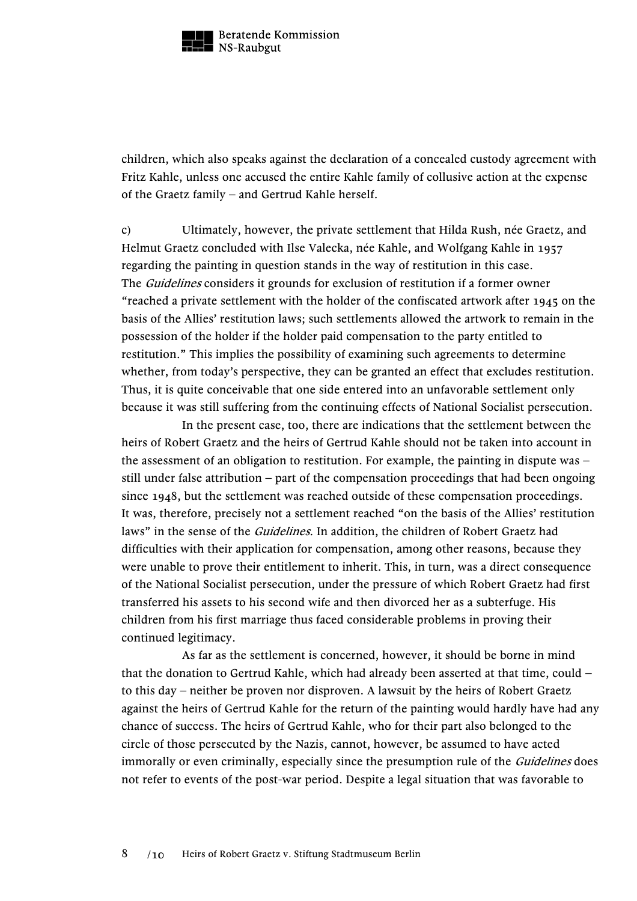children, which also speaks against the declaration of a concealed custody agreement with Fritz Kahle, unless one accused the entire Kahle family of collusive action at the expense of the Graetz family – and Gertrud Kahle herself.

c) Ultimately, however, the private settlement that Hilda Rush, née Graetz, and Helmut Graetz concluded with Ilse Valecka, née Kahle, and Wolfgang Kahle in 1957 regarding the painting in question stands in the way of restitution in this case. The *Guidelines* considers it grounds for exclusion of restitution if a former owner "reached a private settlement with the holder of the confiscated artwork after 1945 on the basis of the Allies' restitution laws; such settlements allowed the artwork to remain in the possession of the holder if the holder paid compensation to the party entitled to restitution." This implies the possibility of examining such agreements to determine whether, from today's perspective, they can be granted an effect that excludes restitution. Thus, it is quite conceivable that one side entered into an unfavorable settlement only because it was still suffering from the continuing effects of National Socialist persecution.

In the present case, too, there are indications that the settlement between the heirs of Robert Graetz and the heirs of Gertrud Kahle should not be taken into account in the assessment of an obligation to restitution. For example, the painting in dispute was – still under false attribution – part of the compensation proceedings that had been ongoing since 1948, but the settlement was reached outside of these compensation proceedings. It was, therefore, precisely not a settlement reached "on the basis of the Allies' restitution laws" in the sense of the *Guidelines*. In addition, the children of Robert Graetz had difficulties with their application for compensation, among other reasons, because they were unable to prove their entitlement to inherit. This, in turn, was a direct consequence of the National Socialist persecution, under the pressure of which Robert Graetz had first transferred his assets to his second wife and then divorced her as a subterfuge. His children from his first marriage thus faced considerable problems in proving their continued legitimacy.

As far as the settlement is concerned, however, it should be borne in mind that the donation to Gertrud Kahle, which had already been asserted at that time, could – to this day – neither be proven nor disproven. A lawsuit by the heirs of Robert Graetz against the heirs of Gertrud Kahle for the return of the painting would hardly have had any chance of success. The heirs of Gertrud Kahle, who for their part also belonged to the circle of those persecuted by the Nazis, cannot, however, be assumed to have acted immorally or even criminally, especially since the presumption rule of the *Guidelines* does not refer to events of the post-war period. Despite a legal situation that was favorable to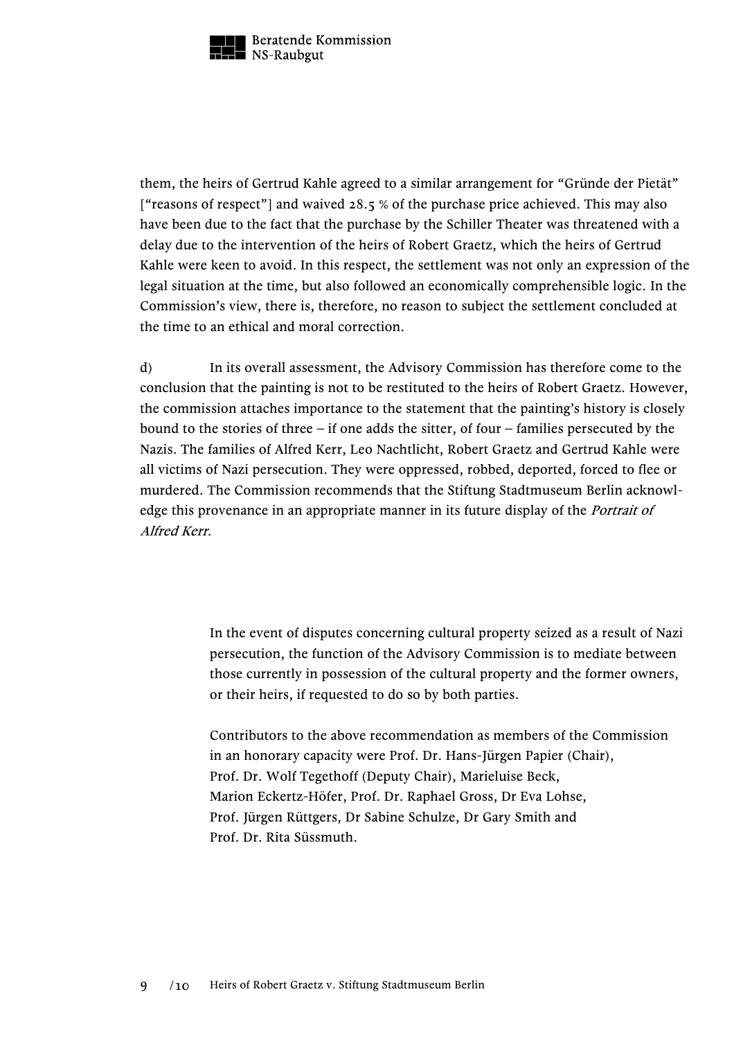them, the heirs of Gertrud Kahle agreed to a similar arrangement for “Gründe der Pietät” [“reasons of respect”] and waived 28.5 % of the purchase price achieved. This may also have been due to the fact that the purchase by the Schiller Theater was threatened with a delay due to the intervention of the heirs of Robert Graetz, which the heirs of Gertrud Kahle were keen to avoid. In this respect, the settlement was not only an expression of the legal situation at the time, but also followed an economically comprehensible logic. In the Commission’s view, there is, therefore, no reason to subject the settlement concluded at the time to an ethical and moral correction.

d) In its overall assessment, the Advisory Commission has therefore come to the conclusion that the painting is not to be restituted to the heirs of Robert Graetz. However, the commission attaches importance to the statement that the painting’s history is closely bound to the stories of three – if one adds the sitter, of four – families persecuted by the Nazis. The families of Alfred Kerr, Leo Nachtlicht, Robert Graetz and Gertrud Kahle were all victims of Nazi persecution. They were oppressed, robbed, deported, forced to flee or murdered. The Commission recommends that the Stiftung Stadtmuseum Berlin acknowledge this provenance in an appropriate manner in its future display of the *Portrait of Alfred Kerr*.

In the event of disputes concerning cultural property seized as a result of Nazi persecution, the function of the Advisory Commission is to mediate between those currently in possession of the cultural property and the former owners, or their heirs, if requested to do so by both parties.

Contributors to the above recommendation as members of the Commission in an honorary capacity were Prof. Dr. Hans-Jürgen Papier (Chair), Prof. Dr. Wolf Tegethoff (Deputy Chair), Marieluise Beck, Marion Eckertz-Höfer, Prof. Dr. Raphael Gross, Dr Eva Lohse, Prof. Jürgen Rüttgers, Dr Sabine Schulze, Dr Gary Smith and Prof. Dr. Rita Süssmuth.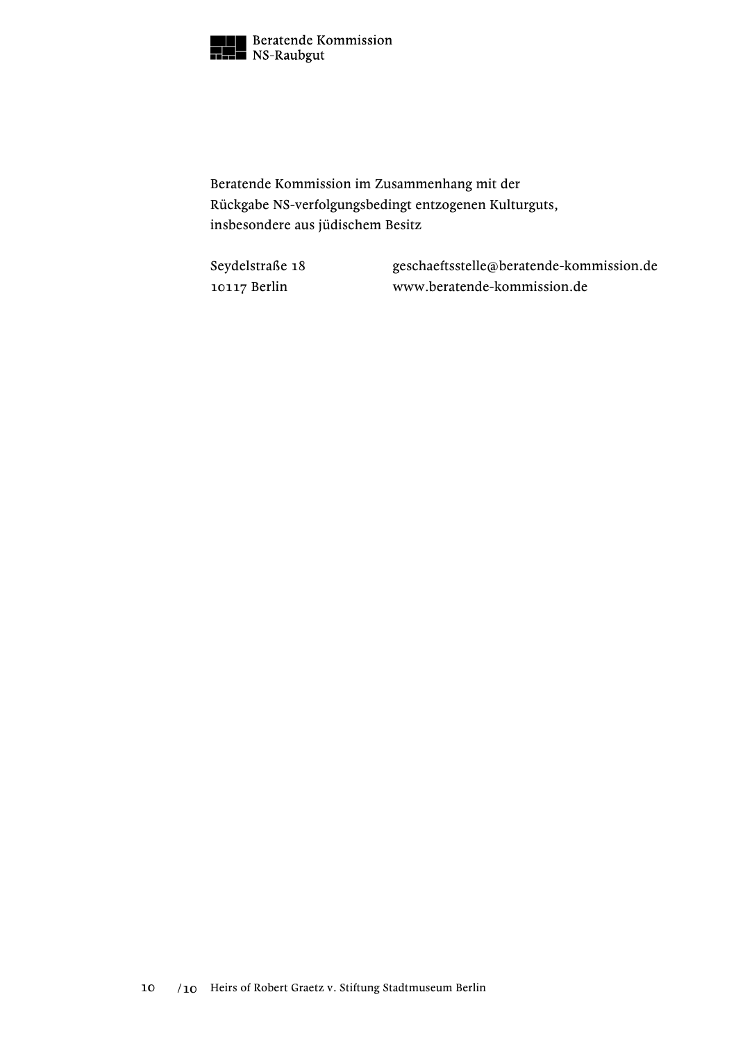Beratende Kommission
NS-Raubgut

Beratende Kommission im Zusammenhang mit der
Rückgabe NS-verfolgungsbedingt entzogenen Kulturguts,
insbesondere aus jüdischem Besitz

Seydelstraße 18
10117 Berlin

geschaeftsstelle@beratende-kommission.de
www.beratende-kommission.de